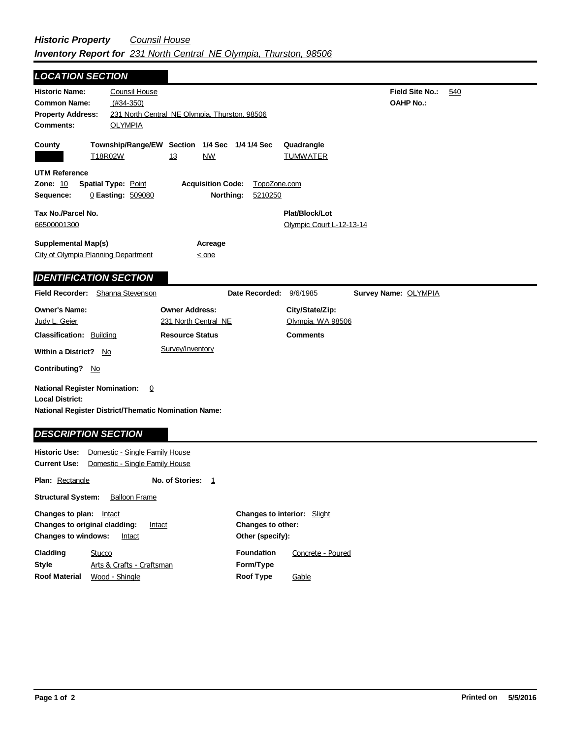***Historic Property*** *Counsil House*

***Inventory Report for*** *231 North Central NE Olympia, Thurston, 98506*

## *LOCATION SECTION*

**Historic Name:** Counsil House

**Common Name:** (#34-350)

**Property Address:** 231 North Central NE Olympia, Thurston, 98506

**Comments:** OLYMPIA

**Field Site No.:** 540

**OAHP No.:**

| County | Township/Range/EW | Section | 1/4 Sec | 1/4 1/4 Sec | Quadrangle |
|---|---|---|---|---|---|
| | T18R02W | 13 | NW | | TUMWATER |

**UTM Reference**

**Zone:** 10 **Spatial Type:** Point **Acquisition Code:** TopoZone.com

**Sequence:** 0 **Easting:** 509080 **Northing:** 5210250

**Tax No./Parcel No.**
66500001300

**Plat/Block/Lot**
Olympic Court L-12-13-14

**Supplemental Map(s)**
City of Olympia Planning Department

**Acreage**
< one

## *IDENTIFICATION SECTION*

**Field Recorder:** Shanna Stevenson **Date Recorded:** 9/6/1985 **Survey Name:** OLYMPIA

| Owner's Name: | Owner Address: | City/State/Zip: |
|---|---|---|
| Judy L. Geier | 231 North Central NE | Olympia, WA 98506 |

**Classification:** Building

**Resource Status:** Survey/Inventory

**Comments**

**Within a District?** No

**Contributing?** No

**National Register Nomination:** 0

**Local District:**

**National Register District/Thematic Nomination Name:**

## *DESCRIPTION SECTION*

**Historic Use:** Domestic - Single Family House

**Current Use:** Domestic - Single Family House

**Plan:** Rectangle **No. of Stories:** 1

**Structural System:** Balloon Frame

**Changes to plan:** Intact

**Changes to original cladding:** Intact

**Changes to windows:** Intact

**Changes to interior:** Slight

**Changes to other:**

**Other (specify):**

**Cladding** Stucco

**Style** Arts & Crafts - Craftsman

**Roof Material** Wood - Shingle

**Foundation** Concrete - Poured

**Form/Type**

**Roof Type** Gable

**Printed on** 5/5/2016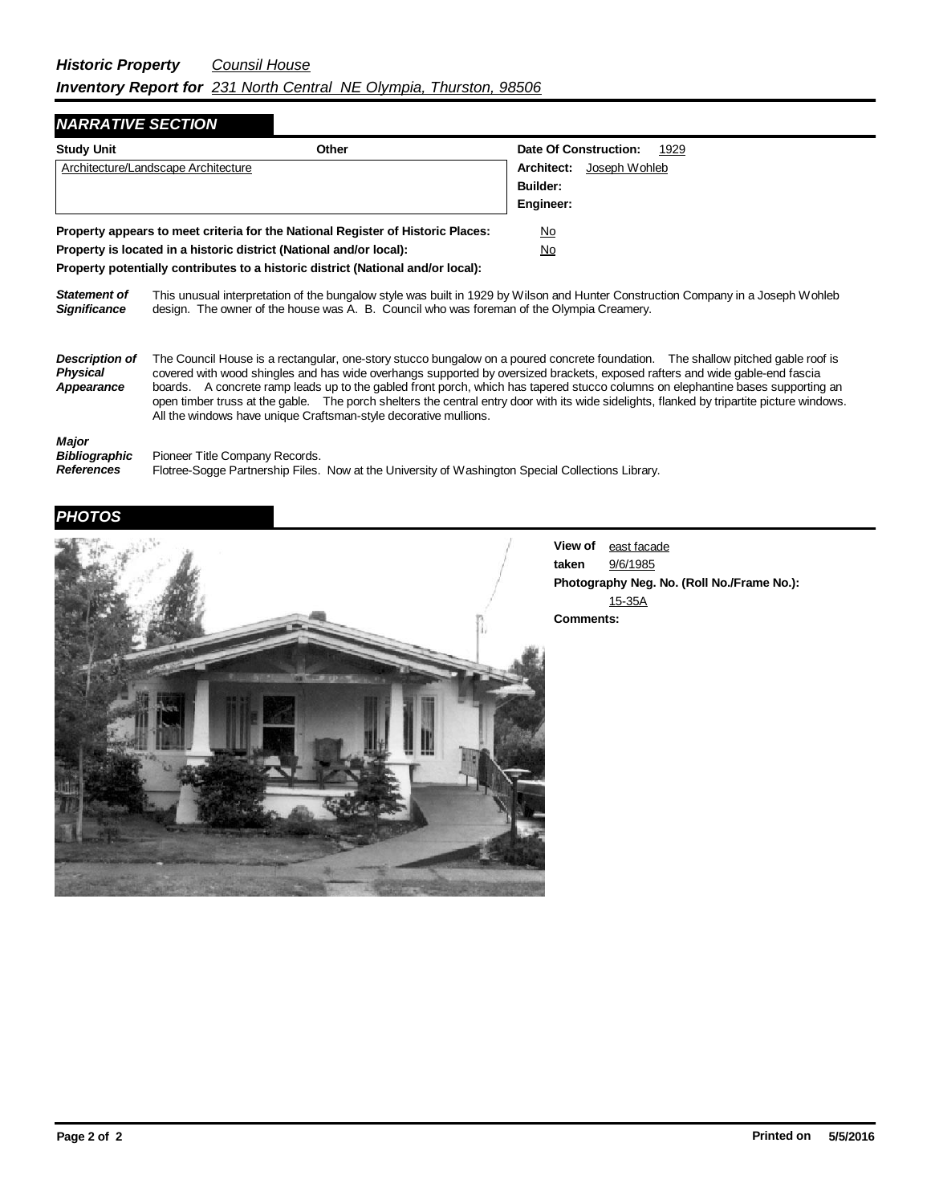***Historic Property*** *Counsil House*

***Inventory Report for*** *231 North Central NE Olympia, Thurston, 98506*

## NARRATIVE SECTION

| Study Unit | Other | |
|---|---|---|
| Architecture/Landscape Architecture | | **Date Of Construction:** 1929 |
| | | **Architect:** Joseph Wohleb |
| | | **Builder:** |
| | | **Engineer:** |

**Property appears to meet criteria for the National Register of Historic Places:** No

**Property is located in a historic district (National and/or local):** No

**Property potentially contributes to a historic district (National and/or local):**

***Statement of Significance***

This unusual interpretation of the bungalow style was built in 1929 by Wilson and Hunter Construction Company in a Joseph Wohleb design. The owner of the house was A. B. Council who was foreman of the Olympia Creamery.

***Description of Physical Appearance***

The Council House is a rectangular, one-story stucco bungalow on a poured concrete foundation. The shallow pitched gable roof is covered with wood shingles and has wide overhangs supported by oversized brackets, exposed rafters and wide gable-end fascia boards. A concrete ramp leads up to the gabled front porch, which has tapered stucco columns on elephantine bases supporting an open timber truss at the gable. The porch shelters the central entry door with its wide sidelights, flanked by tripartite picture windows. All the windows have unique Craftsman-style decorative mullions.

***Major Bibliographic References***

Pioneer Title Company Records.
Flotree-Sogge Partnership Files. Now at the University of Washington Special Collections Library.

## PHOTOS

**View of** east facade

**taken** 9/6/1985

**Photography Neg. No. (Roll No./Frame No.):** 15-35A

**Comments:**